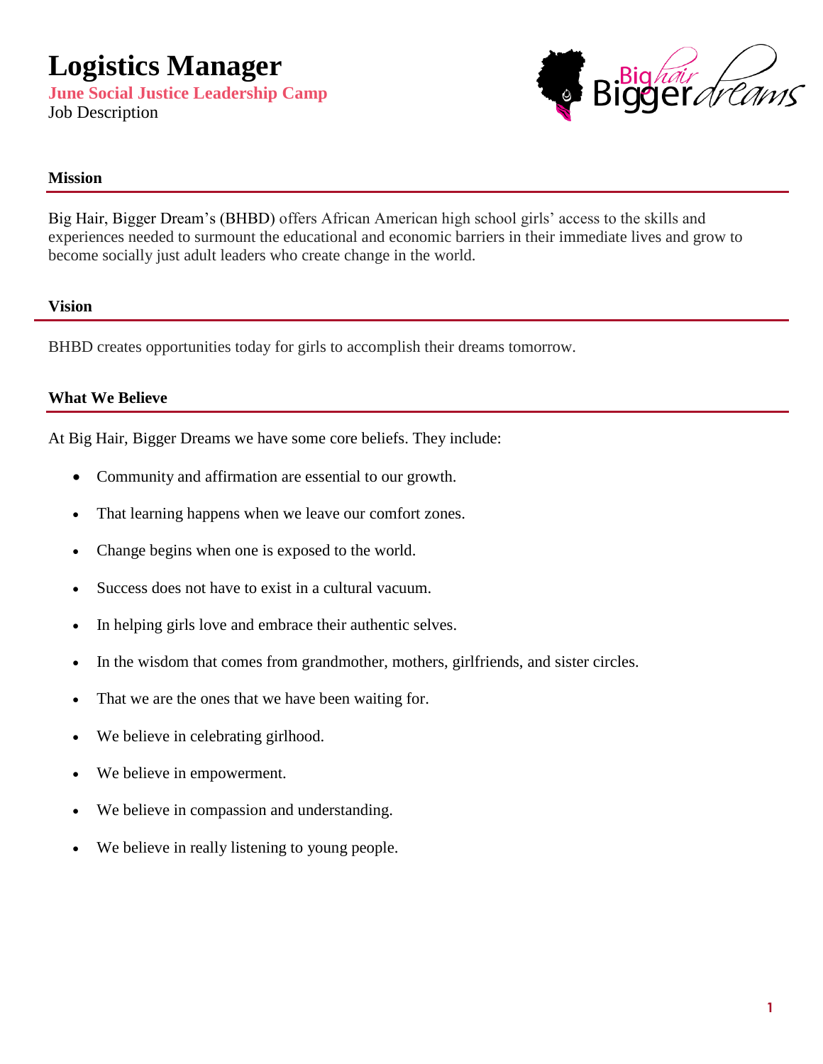# Logistics Manager

**June Social Justice Leadership Camp**

Job Description

### Mission

Big Hair, Bigger Dream's (BHBD) offers African American high school girls' access to the skills and experiences needed to surmount the educational and economic barriers in their immediate lives and grow to become socially just adult leaders who create change in the world.

### Vision

BHBD creates opportunities today for girls to accomplish their dreams tomorrow.

### What We Believe

At Big Hair, Bigger Dreams we have some core beliefs. They include:

- Community and affirmation are essential to our growth.
- That learning happens when we leave our comfort zones.
- Change begins when one is exposed to the world.
- Success does not have to exist in a cultural vacuum.
- In helping girls love and embrace their authentic selves.
- In the wisdom that comes from grandmother, mothers, girlfriends, and sister circles.
- That we are the ones that we have been waiting for.
- We believe in celebrating girlhood.
- We believe in empowerment.
- We believe in compassion and understanding.
- We believe in really listening to young people.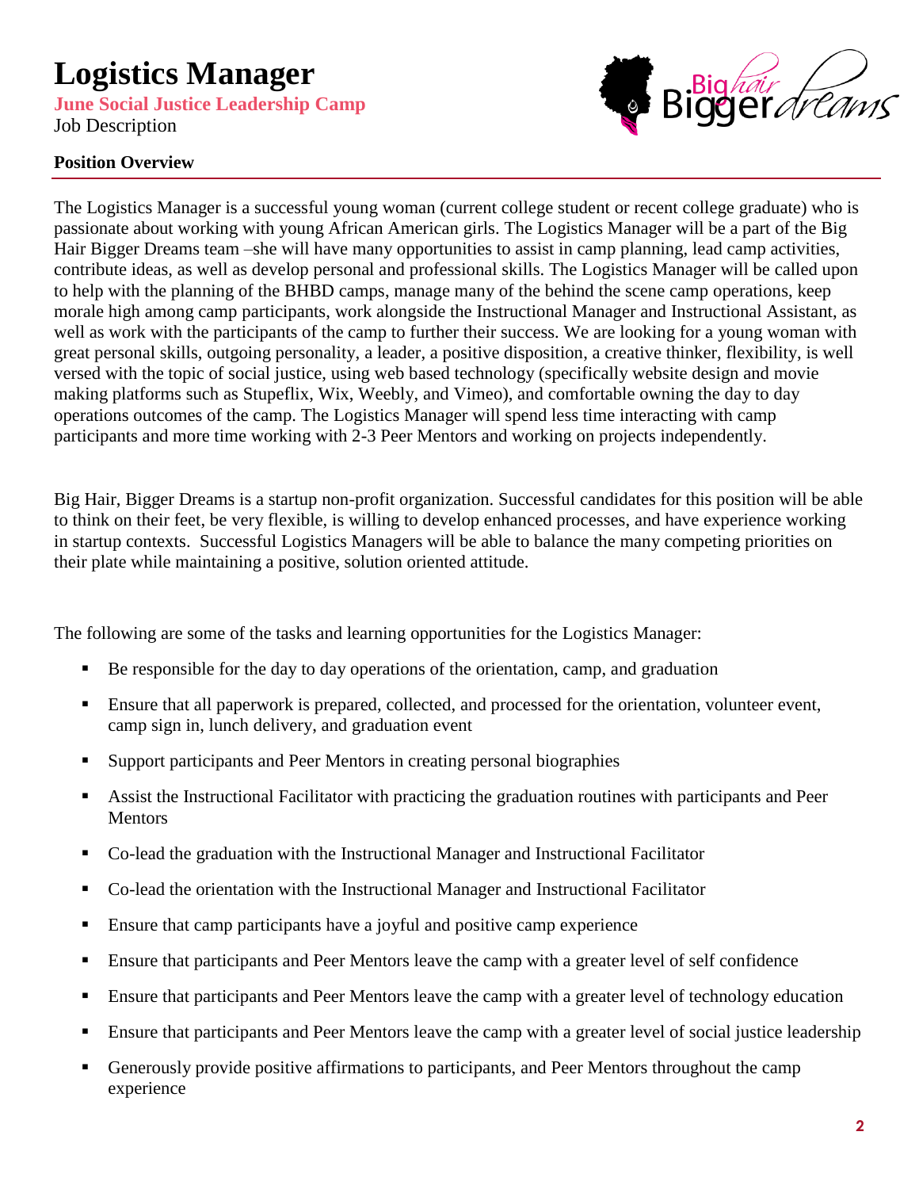# Logistics Manager

**June Social Justice Leadership Camp**

Job Description

**Position Overview**

The Logistics Manager is a successful young woman (current college student or recent college graduate) who is passionate about working with young African American girls. The Logistics Manager will be a part of the Big Hair Bigger Dreams team –she will have many opportunities to assist in camp planning, lead camp activities, contribute ideas, as well as develop personal and professional skills. The Logistics Manager will be called upon to help with the planning of the BHBD camps, manage many of the behind the scene camp operations, keep morale high among camp participants, work alongside the Instructional Manager and Instructional Assistant, as well as work with the participants of the camp to further their success. We are looking for a young woman with great personal skills, outgoing personality, a leader, a positive disposition, a creative thinker, flexibility, is well versed with the topic of social justice, using web based technology (specifically website design and movie making platforms such as Stupeflix, Wix, Weebly, and Vimeo), and comfortable owning the day to day operations outcomes of the camp. The Logistics Manager will spend less time interacting with camp participants and more time working with 2-3 Peer Mentors and working on projects independently.

Big Hair, Bigger Dreams is a startup non-profit organization. Successful candidates for this position will be able to think on their feet, be very flexible, is willing to develop enhanced processes, and have experience working in startup contexts. Successful Logistics Managers will be able to balance the many competing priorities on their plate while maintaining a positive, solution oriented attitude.

The following are some of the tasks and learning opportunities for the Logistics Manager:

- Be responsible for the day to day operations of the orientation, camp, and graduation
- Ensure that all paperwork is prepared, collected, and processed for the orientation, volunteer event, camp sign in, lunch delivery, and graduation event
- Support participants and Peer Mentors in creating personal biographies
- Assist the Instructional Facilitator with practicing the graduation routines with participants and Peer Mentors
- Co-lead the graduation with the Instructional Manager and Instructional Facilitator
- Co-lead the orientation with the Instructional Manager and Instructional Facilitator
- Ensure that camp participants have a joyful and positive camp experience
- Ensure that participants and Peer Mentors leave the camp with a greater level of self confidence
- Ensure that participants and Peer Mentors leave the camp with a greater level of technology education
- Ensure that participants and Peer Mentors leave the camp with a greater level of social justice leadership
- Generously provide positive affirmations to participants, and Peer Mentors throughout the camp experience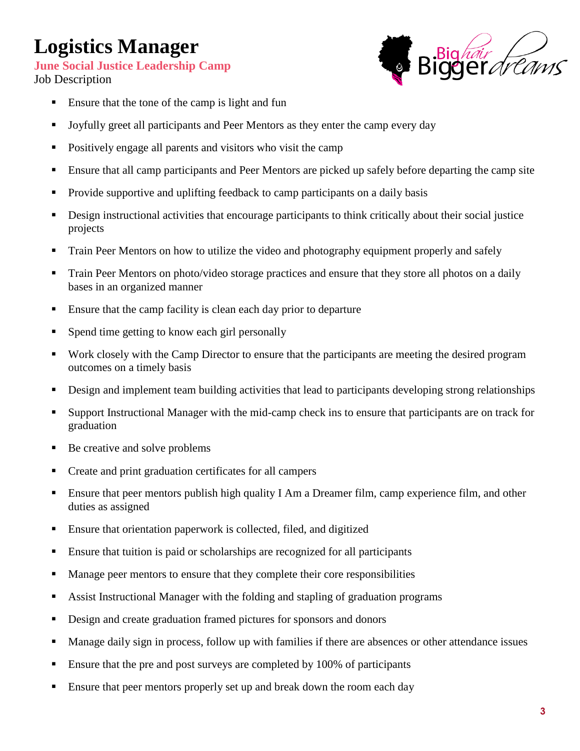# Logistics Manager

**June Social Justice Leadership Camp**

Job Description

- Ensure that the tone of the camp is light and fun
- Joyfully greet all participants and Peer Mentors as they enter the camp every day
- Positively engage all parents and visitors who visit the camp
- Ensure that all camp participants and Peer Mentors are picked up safely before departing the camp site
- Provide supportive and uplifting feedback to camp participants on a daily basis
- Design instructional activities that encourage participants to think critically about their social justice projects
- Train Peer Mentors on how to utilize the video and photography equipment properly and safely
- Train Peer Mentors on photo/video storage practices and ensure that they store all photos on a daily bases in an organized manner
- Ensure that the camp facility is clean each day prior to departure
- Spend time getting to know each girl personally
- Work closely with the Camp Director to ensure that the participants are meeting the desired program outcomes on a timely basis
- Design and implement team building activities that lead to participants developing strong relationships
- Support Instructional Manager with the mid-camp check ins to ensure that participants are on track for graduation
- Be creative and solve problems
- Create and print graduation certificates for all campers
- Ensure that peer mentors publish high quality I Am a Dreamer film, camp experience film, and other duties as assigned
- Ensure that orientation paperwork is collected, filed, and digitized
- Ensure that tuition is paid or scholarships are recognized for all participants
- Manage peer mentors to ensure that they complete their core responsibilities
- Assist Instructional Manager with the folding and stapling of graduation programs
- Design and create graduation framed pictures for sponsors and donors
- Manage daily sign in process, follow up with families if there are absences or other attendance issues
- Ensure that the pre and post surveys are completed by 100% of participants
- Ensure that peer mentors properly set up and break down the room each day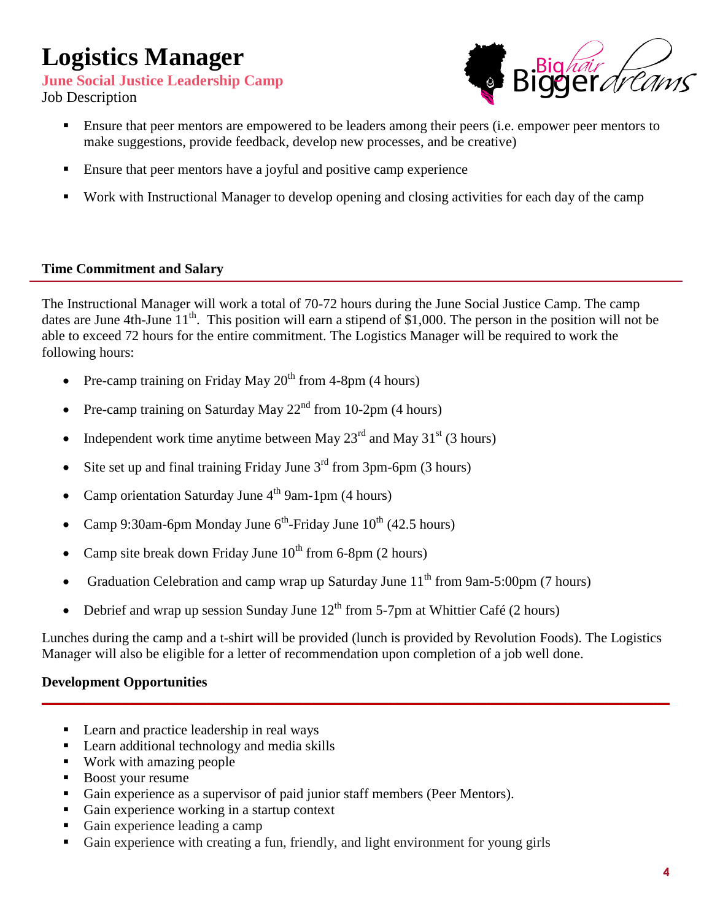# Logistics Manager

**June Social Justice Leadership Camp**

Job Description

- Ensure that peer mentors are empowered to be leaders among their peers (i.e. empower peer mentors to make suggestions, provide feedback, develop new processes, and be creative)
- Ensure that peer mentors have a joyful and positive camp experience
- Work with Instructional Manager to develop opening and closing activities for each day of the camp

### Time Commitment and Salary

The Instructional Manager will work a total of 70-72 hours during the June Social Justice Camp. The camp dates are June 4th-June 11th. This position will earn a stipend of $1,000. The person in the position will not be able to exceed 72 hours for the entire commitment. The Logistics Manager will be required to work the following hours:

- Pre-camp training on Friday May 20th from 4-8pm (4 hours)
- Pre-camp training on Saturday May 22nd from 10-2pm (4 hours)
- Independent work time anytime between May 23rd and May 31st (3 hours)
- Site set up and final training Friday June 3rd from 3pm-6pm (3 hours)
- Camp orientation Saturday June 4th 9am-1pm (4 hours)
- Camp 9:30am-6pm Monday June 6th-Friday June 10th (42.5 hours)
- Camp site break down Friday June 10th from 6-8pm (2 hours)
- Graduation Celebration and camp wrap up Saturday June 11th from 9am-5:00pm (7 hours)
- Debrief and wrap up session Sunday June 12th from 5-7pm at Whittier Café (2 hours)

Lunches during the camp and a t-shirt will be provided (lunch is provided by Revolution Foods). The Logistics Manager will also be eligible for a letter of recommendation upon completion of a job well done.

### Development Opportunities

- Learn and practice leadership in real ways
- Learn additional technology and media skills
- Work with amazing people
- Boost your resume
- Gain experience as a supervisor of paid junior staff members (Peer Mentors).
- Gain experience working in a startup context
- Gain experience leading a camp
- Gain experience with creating a fun, friendly, and light environment for young girls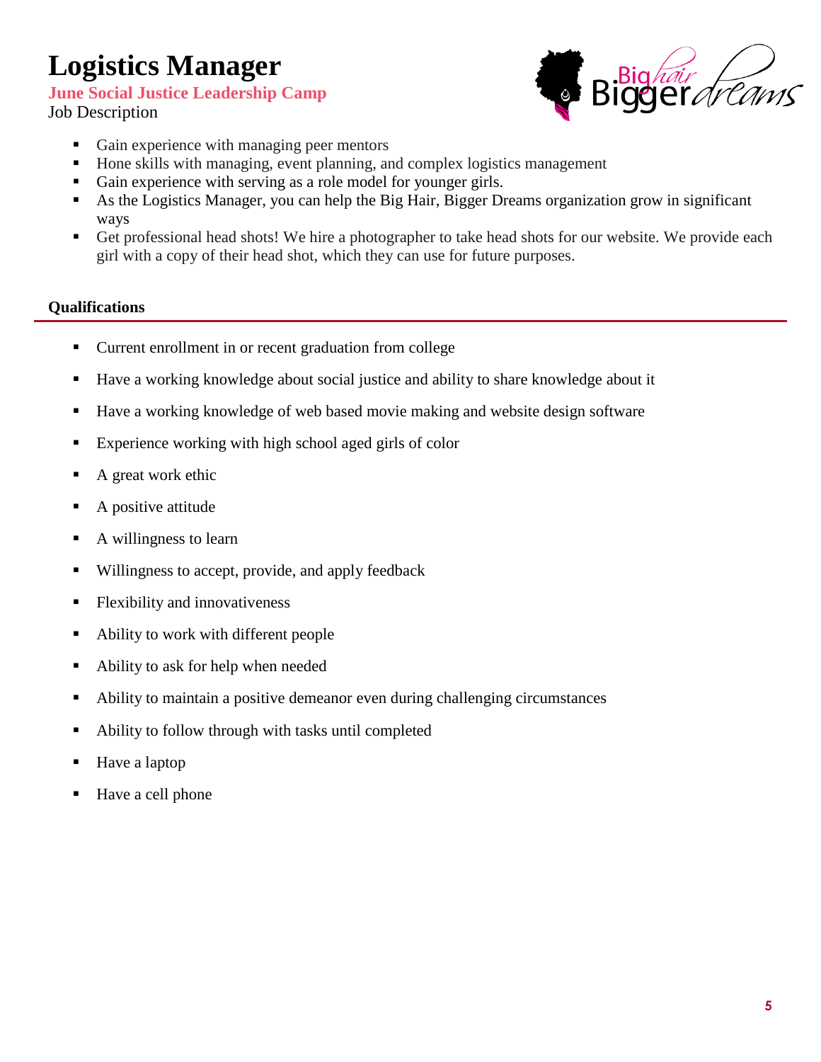# Logistics Manager

**June Social Justice Leadership Camp**

Job Description

- Gain experience with managing peer mentors
- Hone skills with managing, event planning, and complex logistics management
- Gain experience with serving as a role model for younger girls.
- As the Logistics Manager, you can help the Big Hair, Bigger Dreams organization grow in significant ways
- Get professional head shots! We hire a photographer to take head shots for our website. We provide each girl with a copy of their head shot, which they can use for future purposes.

## Qualifications

- Current enrollment in or recent graduation from college
- Have a working knowledge about social justice and ability to share knowledge about it
- Have a working knowledge of web based movie making and website design software
- Experience working with high school aged girls of color
- A great work ethic
- A positive attitude
- A willingness to learn
- Willingness to accept, provide, and apply feedback
- Flexibility and innovativeness
- Ability to work with different people
- Ability to ask for help when needed
- Ability to maintain a positive demeanor even during challenging circumstances
- Ability to follow through with tasks until completed
- Have a laptop
- Have a cell phone